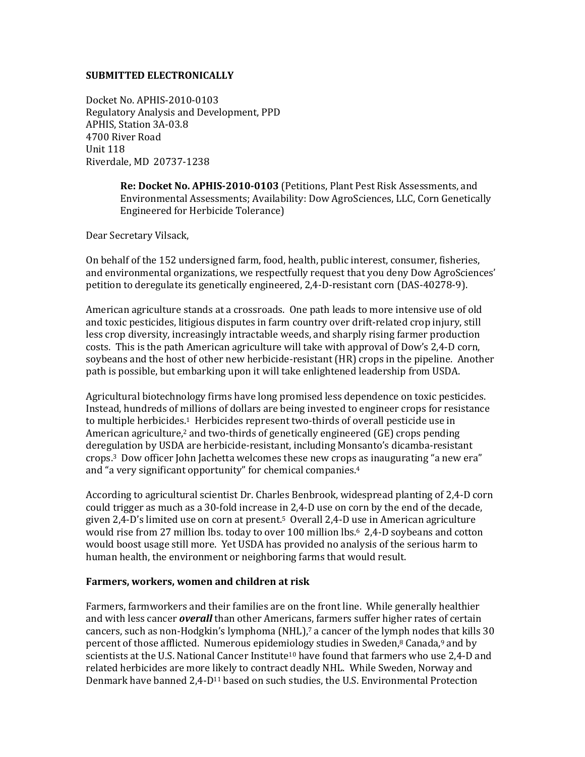**SUBMITTED ELECTRONICALLY**

Docket No. APHIS-2010-0103
Regulatory Analysis and Development, PPD
APHIS, Station 3A-03.8
4700 River Road
Unit 118
Riverdale, MD 20737-1238

> **Re: Docket No. APHIS-2010-0103** (Petitions, Plant Pest Risk Assessments, and Environmental Assessments; Availability: Dow AgroSciences, LLC, Corn Genetically Engineered for Herbicide Tolerance)

Dear Secretary Vilsack,

On behalf of the 152 undersigned farm, food, health, public interest, consumer, fisheries, and environmental organizations, we respectfully request that you deny Dow AgroSciences' petition to deregulate its genetically engineered, 2,4-D-resistant corn (DAS-40278-9).

American agriculture stands at a crossroads. One path leads to more intensive use of old and toxic pesticides, litigious disputes in farm country over drift-related crop injury, still less crop diversity, increasingly intractable weeds, and sharply rising farmer production costs. This is the path American agriculture will take with approval of Dow's 2,4-D corn, soybeans and the host of other new herbicide-resistant (HR) crops in the pipeline. Another path is possible, but embarking upon it will take enlightened leadership from USDA.

Agricultural biotechnology firms have long promised less dependence on toxic pesticides. Instead, hundreds of millions of dollars are being invested to engineer crops for resistance to multiple herbicides.[1] Herbicides represent two-thirds of overall pesticide use in American agriculture,[2] and two-thirds of genetically engineered (GE) crops pending deregulation by USDA are herbicide-resistant, including Monsanto's dicamba-resistant crops.[3] Dow officer John Jachetta welcomes these new crops as inaugurating "a new era" and "a very significant opportunity" for chemical companies.[4]

According to agricultural scientist Dr. Charles Benbrook, widespread planting of 2,4-D corn could trigger as much as a 30-fold increase in 2,4-D use on corn by the end of the decade, given 2,4-D's limited use on corn at present.[5] Overall 2,4-D use in American agriculture would rise from 27 million lbs. today to over 100 million lbs.[6] 2,4-D soybeans and cotton would boost usage still more. Yet USDA has provided no analysis of the serious harm to human health, the environment or neighboring farms that would result.

**Farmers, workers, women and children at risk**

Farmers, farmworkers and their families are on the front line. While generally healthier and with less cancer ***overall*** than other Americans, farmers suffer higher rates of certain cancers, such as non-Hodgkin's lymphoma (NHL),[7] a cancer of the lymph nodes that kills 30 percent of those afflicted. Numerous epidemiology studies in Sweden,[8] Canada,[9] and by scientists at the U.S. National Cancer Institute[10] have found that farmers who use 2,4-D and related herbicides are more likely to contract deadly NHL. While Sweden, Norway and Denmark have banned 2,4-D[11] based on such studies, the U.S. Environmental Protection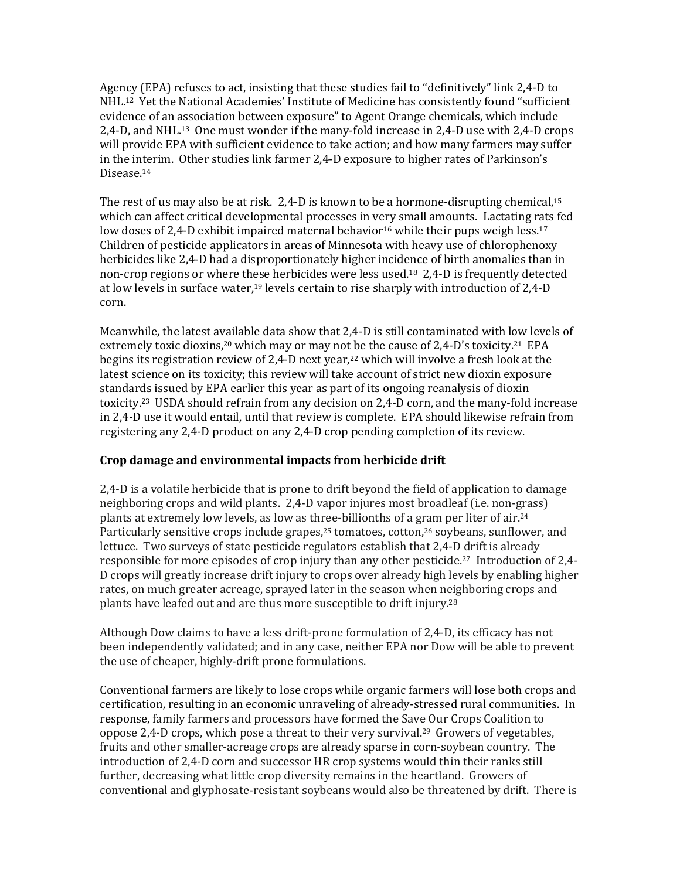Agency (EPA) refuses to act, insisting that these studies fail to "definitively" link 2,4-D to NHL.[12] Yet the National Academies' Institute of Medicine has consistently found "sufficient evidence of an association between exposure" to Agent Orange chemicals, which include 2,4-D, and NHL.[13] One must wonder if the many-fold increase in 2,4-D use with 2,4-D crops will provide EPA with sufficient evidence to take action; and how many farmers may suffer in the interim. Other studies link farmer 2,4-D exposure to higher rates of Parkinson's Disease.[14]

The rest of us may also be at risk. 2,4-D is known to be a hormone-disrupting chemical,[15] which can affect critical developmental processes in very small amounts. Lactating rats fed low doses of 2,4-D exhibit impaired maternal behavior[16] while their pups weigh less.[17] Children of pesticide applicators in areas of Minnesota with heavy use of chlorophenoxy herbicides like 2,4-D had a disproportionately higher incidence of birth anomalies than in non-crop regions or where these herbicides were less used.[18] 2,4-D is frequently detected at low levels in surface water,[19] levels certain to rise sharply with introduction of 2,4-D corn.

Meanwhile, the latest available data show that 2,4-D is still contaminated with low levels of extremely toxic dioxins,[20] which may or may not be the cause of 2,4-D's toxicity.[21] EPA begins its registration review of 2,4-D next year,[22] which will involve a fresh look at the latest science on its toxicity; this review will take account of strict new dioxin exposure standards issued by EPA earlier this year as part of its ongoing reanalysis of dioxin toxicity.[23] USDA should refrain from any decision on 2,4-D corn, and the many-fold increase in 2,4-D use it would entail, until that review is complete. EPA should likewise refrain from registering any 2,4-D product on any 2,4-D crop pending completion of its review.

**Crop damage and environmental impacts from herbicide drift**

2,4-D is a volatile herbicide that is prone to drift beyond the field of application to damage neighboring crops and wild plants. 2,4-D vapor injures most broadleaf (i.e. non-grass) plants at extremely low levels, as low as three-billionths of a gram per liter of air.[24] Particularly sensitive crops include grapes,[25] tomatoes, cotton,[26] soybeans, sunflower, and lettuce. Two surveys of state pesticide regulators establish that 2,4-D drift is already responsible for more episodes of crop injury than any other pesticide.[27] Introduction of 2,4-D crops will greatly increase drift injury to crops over already high levels by enabling higher rates, on much greater acreage, sprayed later in the season when neighboring crops and plants have leafed out and are thus more susceptible to drift injury.[28]

Although Dow claims to have a less drift-prone formulation of 2,4-D, its efficacy has not been independently validated; and in any case, neither EPA nor Dow will be able to prevent the use of cheaper, highly-drift prone formulations.

Conventional farmers are likely to lose crops while organic farmers will lose both crops and certification, resulting in an economic unraveling of already-stressed rural communities. In response, family farmers and processors have formed the Save Our Crops Coalition to oppose 2,4-D crops, which pose a threat to their very survival.[29] Growers of vegetables, fruits and other smaller-acreage crops are already sparse in corn-soybean country. The introduction of 2,4-D corn and successor HR crop systems would thin their ranks still further, decreasing what little crop diversity remains in the heartland. Growers of conventional and glyphosate-resistant soybeans would also be threatened by drift. There is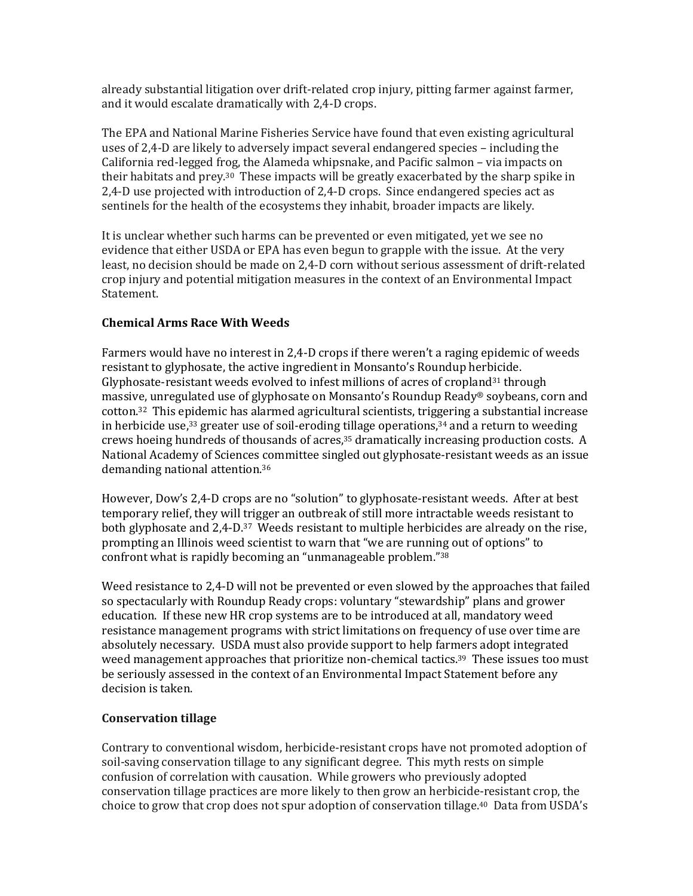already substantial litigation over drift-related crop injury, pitting farmer against farmer, and it would escalate dramatically with 2,4-D crops.

The EPA and National Marine Fisheries Service have found that even existing agricultural uses of 2,4-D are likely to adversely impact several endangered species – including the California red-legged frog, the Alameda whipsnake, and Pacific salmon – via impacts on their habitats and prey.[30] These impacts will be greatly exacerbated by the sharp spike in 2,4-D use projected with introduction of 2,4-D crops. Since endangered species act as sentinels for the health of the ecosystems they inhabit, broader impacts are likely.

It is unclear whether such harms can be prevented or even mitigated, yet we see no evidence that either USDA or EPA has even begun to grapple with the issue. At the very least, no decision should be made on 2,4-D corn without serious assessment of drift-related crop injury and potential mitigation measures in the context of an Environmental Impact Statement.

### Chemical Arms Race With Weeds

Farmers would have no interest in 2,4-D crops if there weren't a raging epidemic of weeds resistant to glyphosate, the active ingredient in Monsanto's Roundup herbicide. Glyphosate-resistant weeds evolved to infest millions of acres of cropland[31] through massive, unregulated use of glyphosate on Monsanto's Roundup Ready® soybeans, corn and cotton.[32] This epidemic has alarmed agricultural scientists, triggering a substantial increase in herbicide use,[33] greater use of soil-eroding tillage operations,[34] and a return to weeding crews hoeing hundreds of thousands of acres,[35] dramatically increasing production costs. A National Academy of Sciences committee singled out glyphosate-resistant weeds as an issue demanding national attention.[36]

However, Dow's 2,4-D crops are no "solution" to glyphosate-resistant weeds. After at best temporary relief, they will trigger an outbreak of still more intractable weeds resistant to both glyphosate and 2,4-D.[37] Weeds resistant to multiple herbicides are already on the rise, prompting an Illinois weed scientist to warn that "we are running out of options" to confront what is rapidly becoming an "unmanageable problem."[38]

Weed resistance to 2,4-D will not be prevented or even slowed by the approaches that failed so spectacularly with Roundup Ready crops: voluntary "stewardship" plans and grower education. If these new HR crop systems are to be introduced at all, mandatory weed resistance management programs with strict limitations on frequency of use over time are absolutely necessary. USDA must also provide support to help farmers adopt integrated weed management approaches that prioritize non-chemical tactics.[39] These issues too must be seriously assessed in the context of an Environmental Impact Statement before any decision is taken.

### Conservation tillage

Contrary to conventional wisdom, herbicide-resistant crops have not promoted adoption of soil-saving conservation tillage to any significant degree. This myth rests on simple confusion of correlation with causation. While growers who previously adopted conservation tillage practices are more likely to then grow an herbicide-resistant crop, the choice to grow that crop does not spur adoption of conservation tillage.[40] Data from USDA's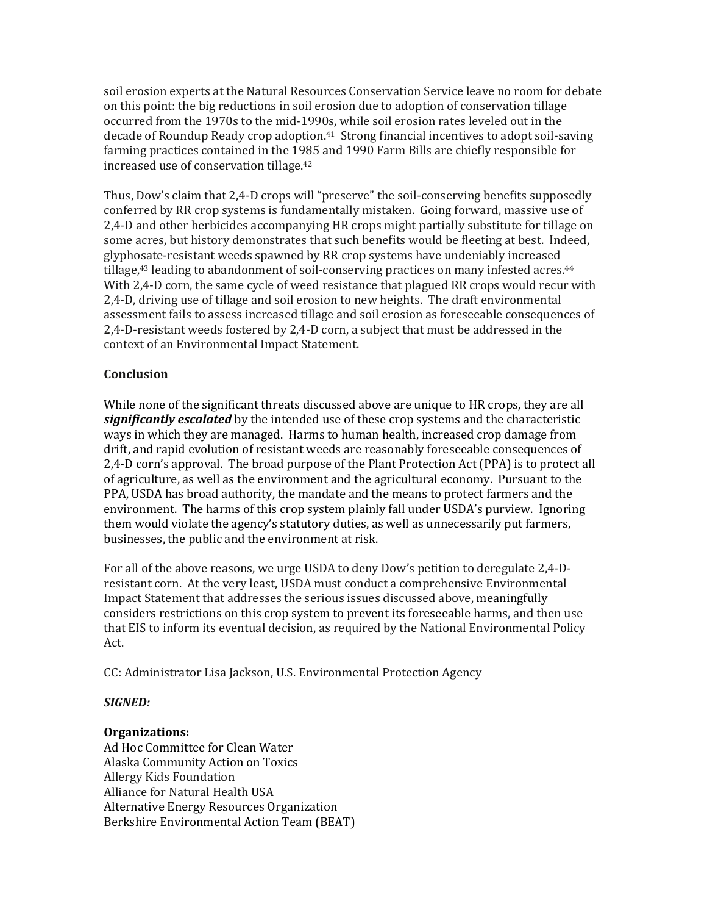soil erosion experts at the Natural Resources Conservation Service leave no room for debate on this point: the big reductions in soil erosion due to adoption of conservation tillage occurred from the 1970s to the mid-1990s, while soil erosion rates leveled out in the decade of Roundup Ready crop adoption.[41] Strong financial incentives to adopt soil-saving farming practices contained in the 1985 and 1990 Farm Bills are chiefly responsible for increased use of conservation tillage.[42]

Thus, Dow's claim that 2,4-D crops will "preserve" the soil-conserving benefits supposedly conferred by RR crop systems is fundamentally mistaken. Going forward, massive use of 2,4-D and other herbicides accompanying HR crops might partially substitute for tillage on some acres, but history demonstrates that such benefits would be fleeting at best. Indeed, glyphosate-resistant weeds spawned by RR crop systems have undeniably increased tillage,[43] leading to abandonment of soil-conserving practices on many infested acres.[44] With 2,4-D corn, the same cycle of weed resistance that plagued RR crops would recur with 2,4-D, driving use of tillage and soil erosion to new heights. The draft environmental assessment fails to assess increased tillage and soil erosion as foreseeable consequences of 2,4-D-resistant weeds fostered by 2,4-D corn, a subject that must be addressed in the context of an Environmental Impact Statement.

**Conclusion**

While none of the significant threats discussed above are unique to HR crops, they are all ***significantly escalated*** by the intended use of these crop systems and the characteristic ways in which they are managed. Harms to human health, increased crop damage from drift, and rapid evolution of resistant weeds are reasonably foreseeable consequences of 2,4-D corn's approval. The broad purpose of the Plant Protection Act (PPA) is to protect all of agriculture, as well as the environment and the agricultural economy. Pursuant to the PPA, USDA has broad authority, the mandate and the means to protect farmers and the environment. The harms of this crop system plainly fall under USDA's purview. Ignoring them would violate the agency's statutory duties, as well as unnecessarily put farmers, businesses, the public and the environment at risk.

For all of the above reasons, we urge USDA to deny Dow's petition to deregulate 2,4-D-resistant corn. At the very least, USDA must conduct a comprehensive Environmental Impact Statement that addresses the serious issues discussed above, meaningfully considers restrictions on this crop system to prevent its foreseeable harms, and then use that EIS to inform its eventual decision, as required by the National Environmental Policy Act.

CC: Administrator Lisa Jackson, U.S. Environmental Protection Agency

***SIGNED:***

**Organizations:**
Ad Hoc Committee for Clean Water
Alaska Community Action on Toxics
Allergy Kids Foundation
Alliance for Natural Health USA
Alternative Energy Resources Organization
Berkshire Environmental Action Team (BEAT)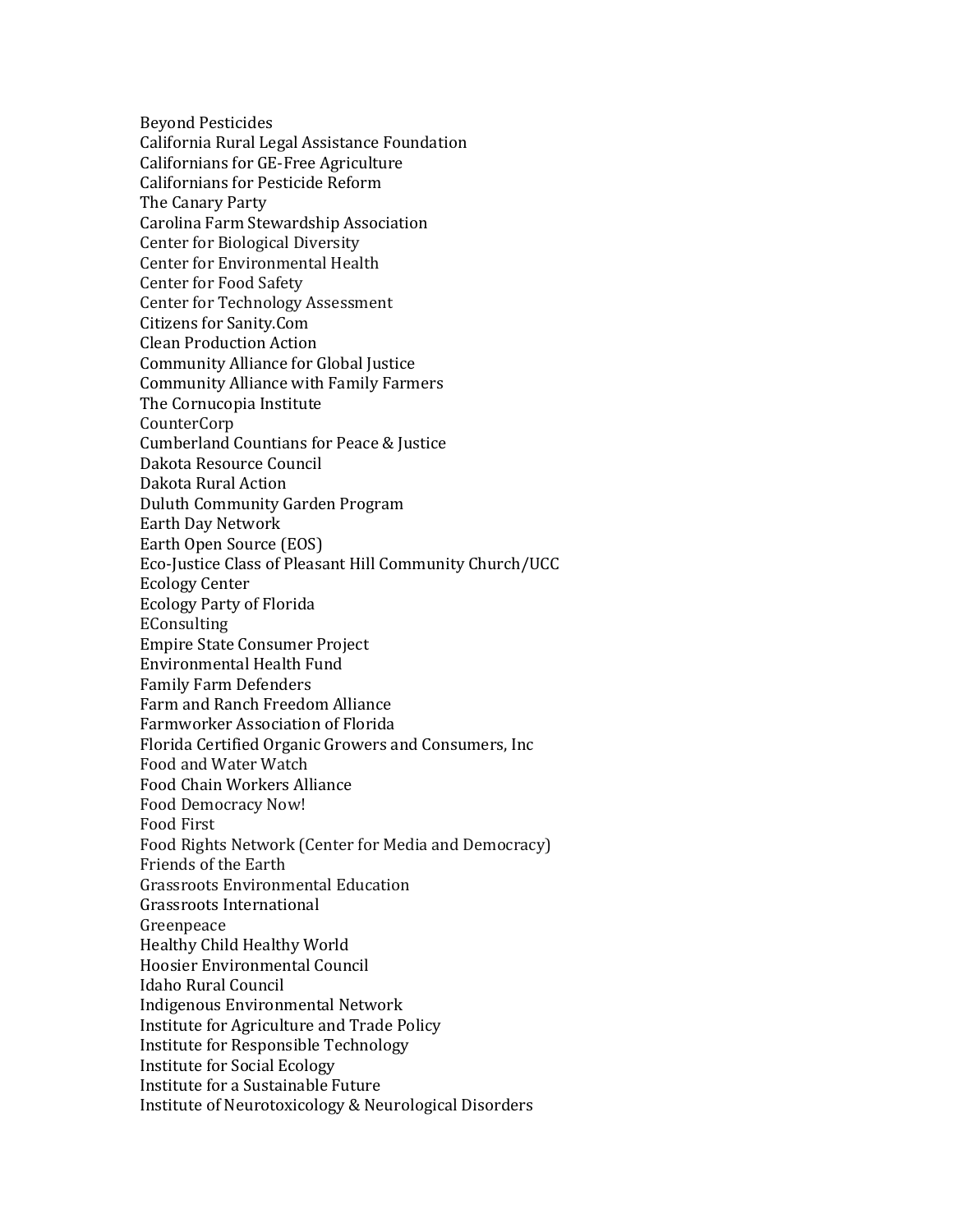Beyond Pesticides
California Rural Legal Assistance Foundation
Californians for GE-Free Agriculture
Californians for Pesticide Reform
The Canary Party
Carolina Farm Stewardship Association
Center for Biological Diversity
Center for Environmental Health
Center for Food Safety
Center for Technology Assessment
Citizens for Sanity.Com
Clean Production Action
Community Alliance for Global Justice
Community Alliance with Family Farmers
The Cornucopia Institute
CounterCorp
Cumberland Countians for Peace & Justice
Dakota Resource Council
Dakota Rural Action
Duluth Community Garden Program
Earth Day Network
Earth Open Source (EOS)
Eco-Justice Class of Pleasant Hill Community Church/UCC
Ecology Center
Ecology Party of Florida
EConsulting
Empire State Consumer Project
Environmental Health Fund
Family Farm Defenders
Farm and Ranch Freedom Alliance
Farmworker Association of Florida
Florida Certified Organic Growers and Consumers, Inc
Food and Water Watch
Food Chain Workers Alliance
Food Democracy Now!
Food First
Food Rights Network (Center for Media and Democracy)
Friends of the Earth
Grassroots Environmental Education
Grassroots International
Greenpeace
Healthy Child Healthy World
Hoosier Environmental Council
Idaho Rural Council
Indigenous Environmental Network
Institute for Agriculture and Trade Policy
Institute for Responsible Technology
Institute for Social Ecology
Institute for a Sustainable Future
Institute of Neurotoxicology & Neurological Disorders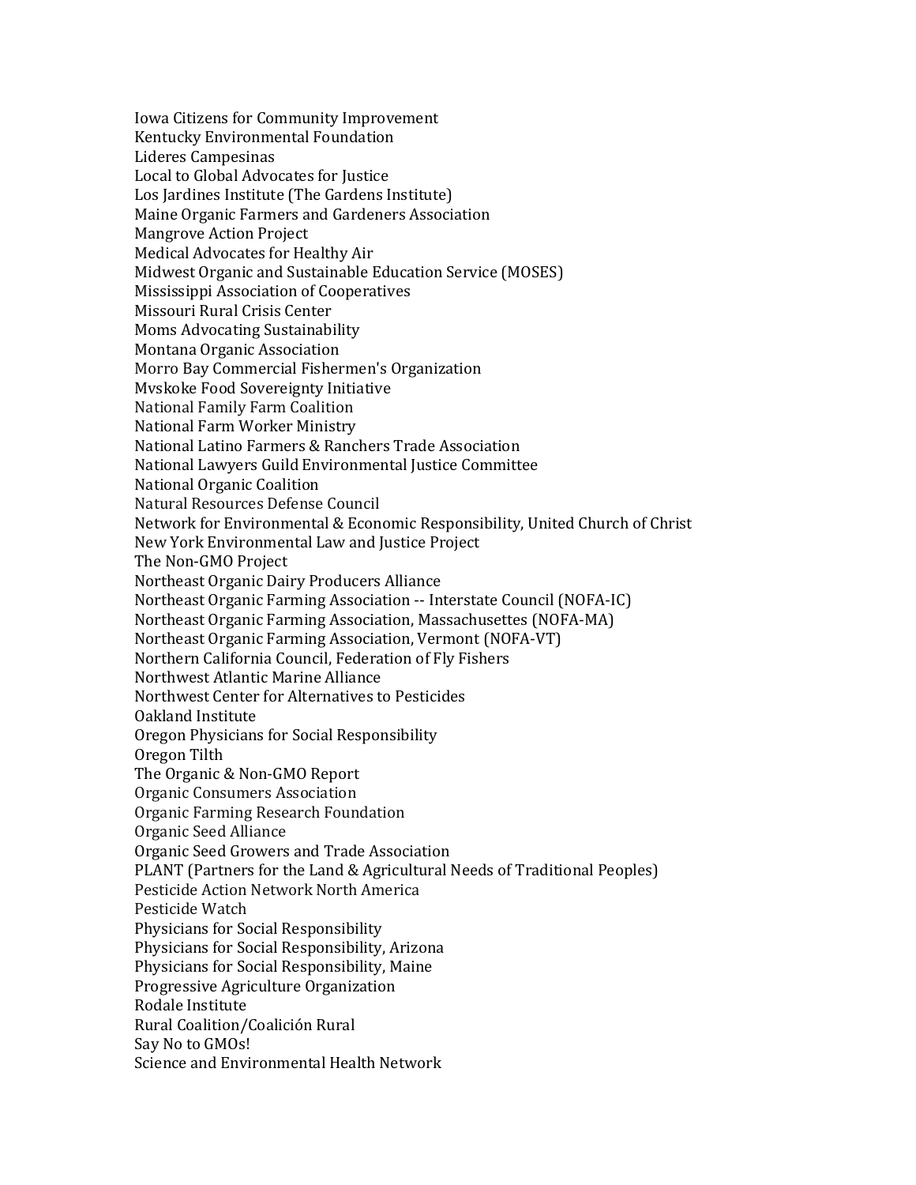Iowa Citizens for Community Improvement
Kentucky Environmental Foundation
Lideres Campesinas
Local to Global Advocates for Justice
Los Jardines Institute (The Gardens Institute)
Maine Organic Farmers and Gardeners Association
Mangrove Action Project
Medical Advocates for Healthy Air
Midwest Organic and Sustainable Education Service (MOSES)
Mississippi Association of Cooperatives
Missouri Rural Crisis Center
Moms Advocating Sustainability
Montana Organic Association
Morro Bay Commercial Fishermen's Organization
Mvskoke Food Sovereignty Initiative
National Family Farm Coalition
National Farm Worker Ministry
National Latino Farmers & Ranchers Trade Association
National Lawyers Guild Environmental Justice Committee
National Organic Coalition
Natural Resources Defense Council
Network for Environmental & Economic Responsibility, United Church of Christ
New York Environmental Law and Justice Project
The Non-GMO Project
Northeast Organic Dairy Producers Alliance
Northeast Organic Farming Association -- Interstate Council (NOFA-IC)
Northeast Organic Farming Association, Massachusettes (NOFA-MA)
Northeast Organic Farming Association, Vermont (NOFA-VT)
Northern California Council, Federation of Fly Fishers
Northwest Atlantic Marine Alliance
Northwest Center for Alternatives to Pesticides
Oakland Institute
Oregon Physicians for Social Responsibility
Oregon Tilth
The Organic & Non-GMO Report
Organic Consumers Association
Organic Farming Research Foundation
Organic Seed Alliance
Organic Seed Growers and Trade Association
PLANT (Partners for the Land & Agricultural Needs of Traditional Peoples)
Pesticide Action Network North America
Pesticide Watch
Physicians for Social Responsibility
Physicians for Social Responsibility, Arizona
Physicians for Social Responsibility, Maine
Progressive Agriculture Organization
Rodale Institute
Rural Coalition/Coalición Rural
Say No to GMOs!
Science and Environmental Health Network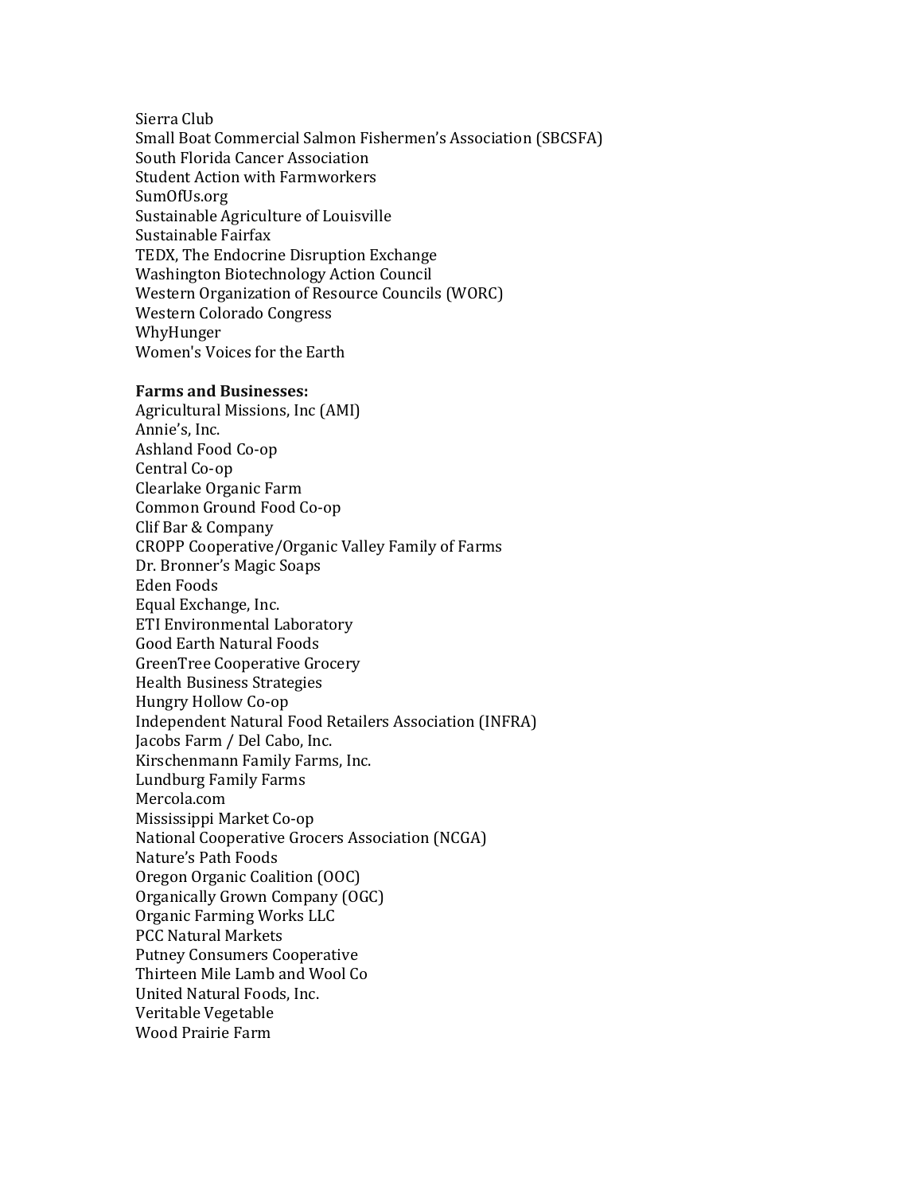Sierra Club
Small Boat Commercial Salmon Fishermen's Association (SBCSFA)
South Florida Cancer Association
Student Action with Farmworkers
SumOfUs.org
Sustainable Agriculture of Louisville
Sustainable Fairfax
TEDX, The Endocrine Disruption Exchange
Washington Biotechnology Action Council
Western Organization of Resource Councils (WORC)
Western Colorado Congress
WhyHunger
Women's Voices for the Earth

**Farms and Businesses:**
Agricultural Missions, Inc (AMI)
Annie's, Inc.
Ashland Food Co-op
Central Co-op
Clearlake Organic Farm
Common Ground Food Co-op
Clif Bar & Company
CROPP Cooperative/Organic Valley Family of Farms
Dr. Bronner's Magic Soaps
Eden Foods
Equal Exchange, Inc.
ETI Environmental Laboratory
Good Earth Natural Foods
GreenTree Cooperative Grocery
Health Business Strategies
Hungry Hollow Co-op
Independent Natural Food Retailers Association (INFRA)
Jacobs Farm / Del Cabo, Inc.
Kirschenmann Family Farms, Inc.
Lundburg Family Farms
Mercola.com
Mississippi Market Co-op
National Cooperative Grocers Association (NCGA)
Nature's Path Foods
Oregon Organic Coalition (OOC)
Organically Grown Company (OGC)
Organic Farming Works LLC
PCC Natural Markets
Putney Consumers Cooperative
Thirteen Mile Lamb and Wool Co
United Natural Foods, Inc.
Veritable Vegetable
Wood Prairie Farm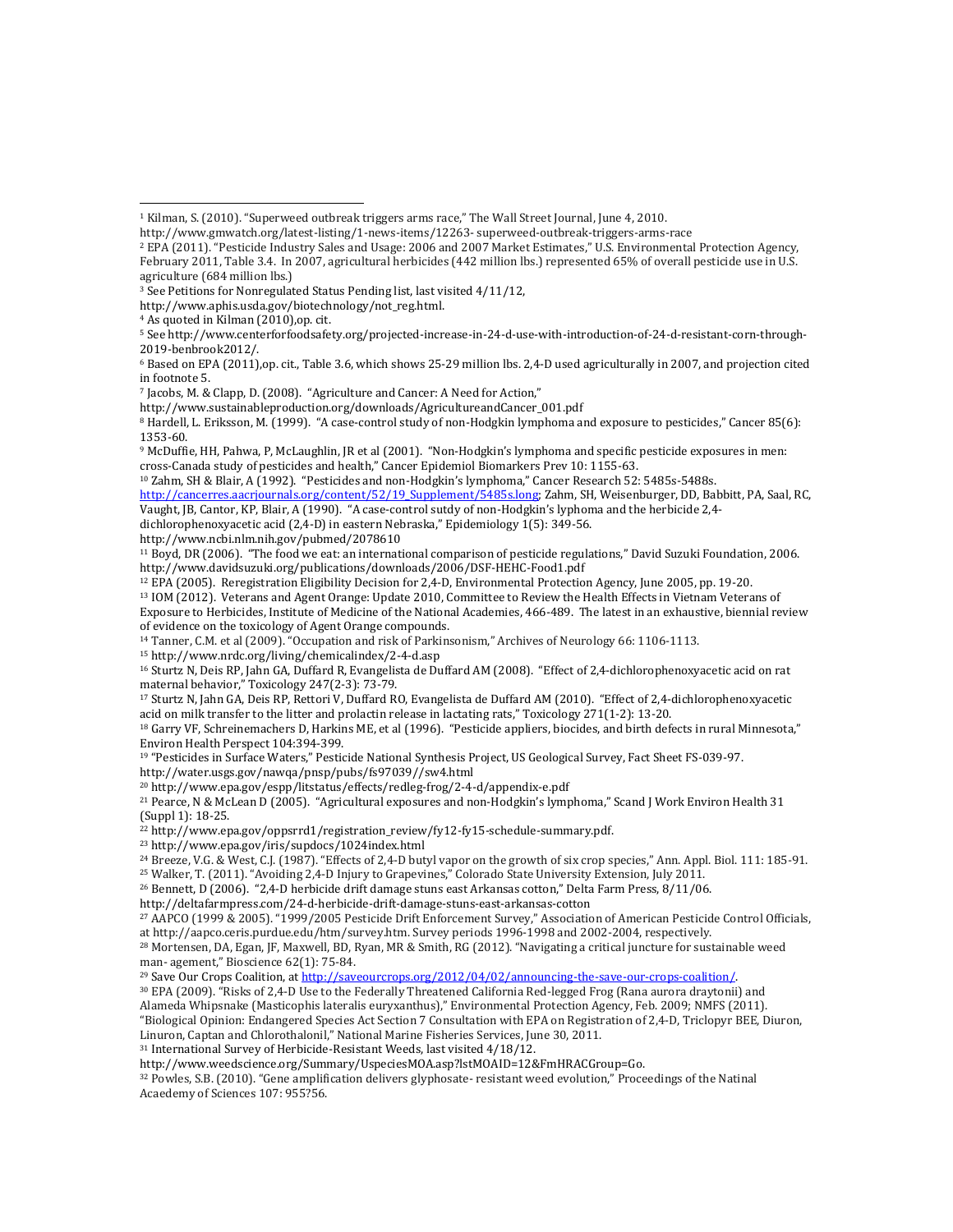[1] Kilman, S. (2010). "Superweed outbreak triggers arms race," The Wall Street Journal, June 4, 2010. http://www.gmwatch.org/latest-listing/1-news-items/12263- superweed-outbreak-triggers-arms-race

[2] EPA (2011). "Pesticide Industry Sales and Usage: 2006 and 2007 Market Estimates," U.S. Environmental Protection Agency, February 2011, Table 3.4. In 2007, agricultural herbicides (442 million lbs.) represented 65% of overall pesticide use in U.S. agriculture (684 million lbs.)

[3] See Petitions for Nonregulated Status Pending list, last visited 4/11/12, http://www.aphis.usda.gov/biotechnology/not_reg.html.

[4] As quoted in Kilman (2010),op. cit.

[5] See http://www.centerforfoodsafety.org/projected-increase-in-24-d-use-with-introduction-of-24-d-resistant-corn-through-2019-benbrook2012/.

[6] Based on EPA (2011),op. cit., Table 3.6, which shows 25-29 million lbs. 2,4-D used agriculturally in 2007, and projection cited in footnote 5.

[7] Jacobs, M. & Clapp, D. (2008). "Agriculture and Cancer: A Need for Action," http://www.sustainableproduction.org/downloads/AgricultureandCancer_001.pdf

[8] Hardell, L. Eriksson, M. (1999). "A case-control study of non-Hodgkin lymphoma and exposure to pesticides," Cancer 85(6): 1353-60.

[9] McDuffie, HH, Pahwa, P, McLaughlin, JR et al (2001). "Non-Hodgkin's lymphoma and specific pesticide exposures in men: cross-Canada study of pesticides and health," Cancer Epidemiol Biomarkers Prev 10: 1155-63.

[10] Zahm, SH & Blair, A (1992). "Pesticides and non-Hodgkin's lymphoma," Cancer Research 52: 5485s-5488s. http://cancerres.aacrjournals.org/content/52/19_Supplement/5485s.long; Zahm, SH, Weisenburger, DD, Babbitt, PA, Saal, RC, Vaught, JB, Cantor, KP, Blair, A (1990). "A case-control sutdy of non-Hodgkin's lyphoma and the herbicide 2,4-dichlorophenoxyacetic acid (2,4-D) in eastern Nebraska," Epidemiology 1(5): 349-56. http://www.ncbi.nlm.nih.gov/pubmed/2078610

[11] Boyd, DR (2006). "The food we eat: an international comparison of pesticide regulations," David Suzuki Foundation, 2006. http://www.davidsuzuki.org/publications/downloads/2006/DSF-HEHC-Food1.pdf

[12] EPA (2005). Reregistration Eligibility Decision for 2,4-D, Environmental Protection Agency, June 2005, pp. 19-20.

[13] IOM (2012). Veterans and Agent Orange: Update 2010, Committee to Review the Health Effects in Vietnam Veterans of Exposure to Herbicides, Institute of Medicine of the National Academies, 466-489. The latest in an exhaustive, biennial review of evidence on the toxicology of Agent Orange compounds.

[14] Tanner, C.M. et al (2009). "Occupation and risk of Parkinsonism," Archives of Neurology 66: 1106-1113.

[15] http://www.nrdc.org/living/chemicalindex/2-4-d.asp

[16] Sturtz N, Deis RP, Jahn GA, Duffard R, Evangelista de Duffard AM (2008). "Effect of 2,4-dichlorophenoxyacetic acid on rat maternal behavior," Toxicology 247(2-3): 73-79.

[17] Sturtz N, Jahn GA, Deis RP, Rettori V, Duffard RO, Evangelista de Duffard AM (2010). "Effect of 2,4-dichlorophenoxyacetic acid on milk transfer to the litter and prolactin release in lactating rats," Toxicology 271(1-2): 13-20.

[18] Garry VF, Schreinemachers D, Harkins ME, et al (1996). "Pesticide appliers, biocides, and birth defects in rural Minnesota," Environ Health Perspect 104:394-399.

[19] "Pesticides in Surface Waters," Pesticide National Synthesis Project, US Geological Survey, Fact Sheet FS-039-97. http://water.usgs.gov/nawqa/pnsp/pubs/fs97039//sw4.html

[20] http://www.epa.gov/espp/litstatus/effects/redleg-frog/2-4-d/appendix-e.pdf

[21] Pearce, N & McLean D (2005). "Agricultural exposures and non-Hodgkin's lymphoma," Scand J Work Environ Health 31 (Suppl 1): 18-25.

[22] http://www.epa.gov/oppsrrd1/registration_review/fy12-fy15-schedule-summary.pdf.

[23] http://www.epa.gov/iris/supdocs/1024index.html

[24] Breeze, V.G. & West, C.J. (1987). "Effects of 2,4-D butyl vapor on the growth of six crop species," Ann. Appl. Biol. 111: 185-91.

[25] Walker, T. (2011). "Avoiding 2,4-D Injury to Grapevines," Colorado State University Extension, July 2011.

[26] Bennett, D (2006). "2,4-D herbicide drift damage stuns east Arkansas cotton," Delta Farm Press, 8/11/06. http://deltafarmpress.com/24-d-herbicide-drift-damage-stuns-east-arkansas-cotton

[27] AAPCO (1999 & 2005). "1999/2005 Pesticide Drift Enforcement Survey," Association of American Pesticide Control Officials, at http://aapco.ceris.purdue.edu/htm/survey.htm. Survey periods 1996-1998 and 2002-2004, respectively.

[28] Mortensen, DA, Egan, JF, Maxwell, BD, Ryan, MR & Smith, RG (2012). "Navigating a critical juncture for sustainable weed man- agement," Bioscience 62(1): 75-84.

[29] Save Our Crops Coalition, at http://saveourcrops.org/2012/04/02/announcing-the-save-our-crops-coalition/.

[30] EPA (2009). "Risks of 2,4-D Use to the Federally Threatened California Red-legged Frog (Rana aurora draytonii) and Alameda Whipsnake (Masticophis lateralis euryxanthus)," Environmental Protection Agency, Feb. 2009; NMFS (2011). "Biological Opinion: Endangered Species Act Section 7 Consultation with EPA on Registration of 2,4-D, Triclopyr BEE, Diuron, Linuron, Captan and Chlorothalonil," National Marine Fisheries Services, June 30, 2011.

[31] International Survey of Herbicide-Resistant Weeds, last visited 4/18/12. http://www.weedscience.org/Summary/UspeciesMOA.asp?lstMOAID=12&FmHRACGroup=Go.

[32] Powles, S.B. (2010). "Gene amplification delivers glyphosate- resistant weed evolution," Proceedings of the Natinal Acaedemy of Sciences 107: 955?56.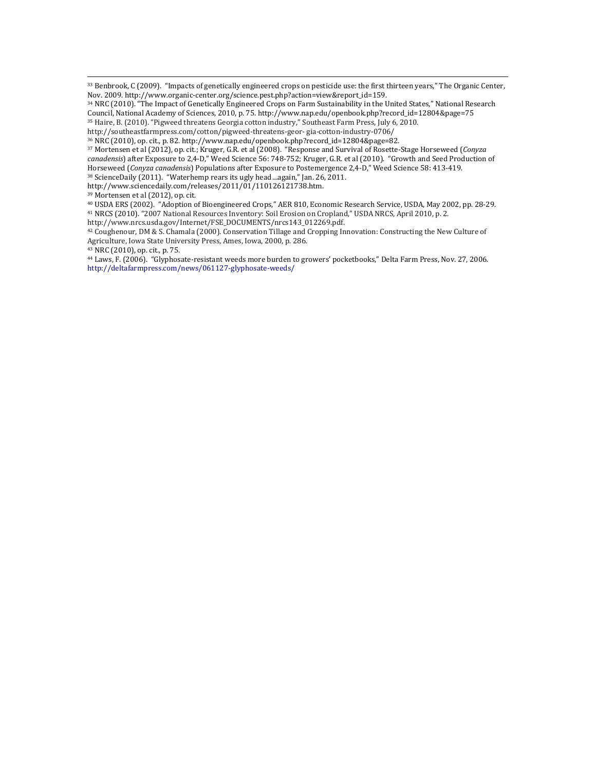[33] Benbrook, C (2009). "Impacts of genetically engineered crops on pesticide use: the first thirteen years," The Organic Center, Nov. 2009. http://www.organic-center.org/science.pest.php?action=view&report_id=159.

[34] NRC (2010). "The Impact of Genetically Engineered Crops on Farm Sustainability in the United States," National Research Council, National Academy of Sciences, 2010, p. 75. http://www.nap.edu/openbook.php?record_id=12804&page=75

[35] Haire, B. (2010). "Pigweed threatens Georgia cotton industry," Southeast Farm Press, July 6, 2010. http://southeastfarmpress.com/cotton/pigweed-threatens-geor- gia-cotton-industry-0706/

[36] NRC (2010), op. cit., p. 82. http://www.nap.edu/openbook.php?record_id=12804&page=82.

[37] Mortensen et al (2012), op. cit.; Kruger, G.R. et al (2008). "Response and Survival of Rosette-Stage Horseweed (*Conyza canadensis*) after Exposure to 2,4-D," Weed Science 56: 748-752; Kruger, G.R. et al (2010). "Growth and Seed Production of Horseweed (*Conyza canadensis*) Populations after Exposure to Postemergence 2,4-D," Weed Science 58: 413-419.

[38] ScienceDaily (2011). "Waterhemp rears its ugly head…again," Jan. 26, 2011. http://www.sciencedaily.com/releases/2011/01/110126121738.htm.

[39] Mortensen et al (2012), op. cit.

[40] USDA ERS (2002). "Adoption of Bioengineered Crops," AER 810, Economic Research Service, USDA, May 2002, pp. 28-29.

[41] NRCS (2010). "2007 National Resources Inventory: Soil Erosion on Cropland," USDA NRCS, April 2010, p. 2. http://www.nrcs.usda.gov/Internet/FSE_DOCUMENTS/nrcs143_012269.pdf.

[42] Coughenour, DM & S. Chamala (2000). Conservation Tillage and Cropping Innovation: Constructing the New Culture of Agriculture, Iowa State University Press, Ames, Iowa, 2000, p. 286.

[43] NRC (2010), op. cit., p. 75.

[44] Laws, F. (2006). "Glyphosate-resistant weeds more burden to growers' pocketbooks," Delta Farm Press, Nov. 27, 2006. http://deltafarmpress.com/news/061127-glyphosate-weeds/